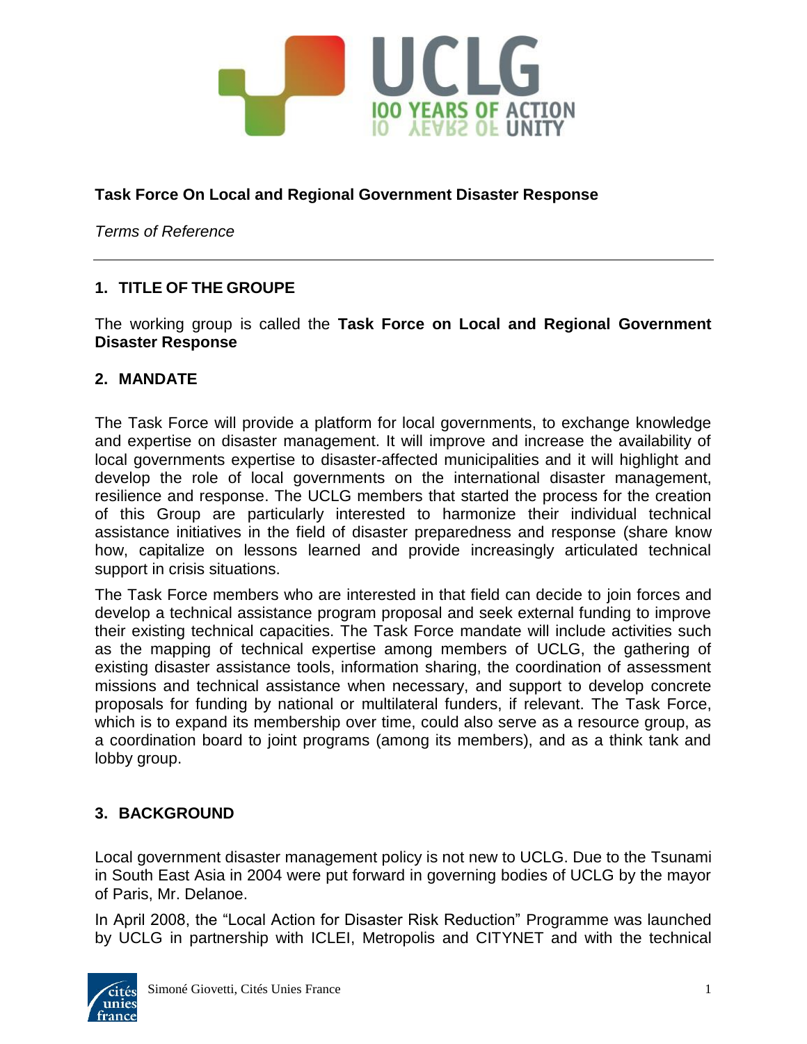**Task Force On Local and Regional Government Disaster Response**

*Terms of Reference*

---

## 1. TITLE OF THE GROUPE

The working group is called the **Task Force on Local and Regional Government Disaster Response**

## 2. MANDATE

The Task Force will provide a platform for local governments, to exchange knowledge and expertise on disaster management. It will improve and increase the availability of local governments expertise to disaster-affected municipalities and it will highlight and develop the role of local governments on the international disaster management, resilience and response. The UCLG members that started the process for the creation of this Group are particularly interested to harmonize their individual technical assistance initiatives in the field of disaster preparedness and response (share know how, capitalize on lessons learned and provide increasingly articulated technical support in crisis situations.

The Task Force members who are interested in that field can decide to join forces and develop a technical assistance program proposal and seek external funding to improve their existing technical capacities. The Task Force mandate will include activities such as the mapping of technical expertise among members of UCLG, the gathering of existing disaster assistance tools, information sharing, the coordination of assessment missions and technical assistance when necessary, and support to develop concrete proposals for funding by national or multilateral funders, if relevant. The Task Force, which is to expand its membership over time, could also serve as a resource group, as a coordination board to joint programs (among its members), and as a think tank and lobby group.

## 3. BACKGROUND

Local government disaster management policy is not new to UCLG. Due to the Tsunami in South East Asia in 2004 were put forward in governing bodies of UCLG by the mayor of Paris, Mr. Delanoe.

In April 2008, the "Local Action for Disaster Risk Reduction" Programme was launched by UCLG in partnership with ICLEI, Metropolis and CITYNET and with the technical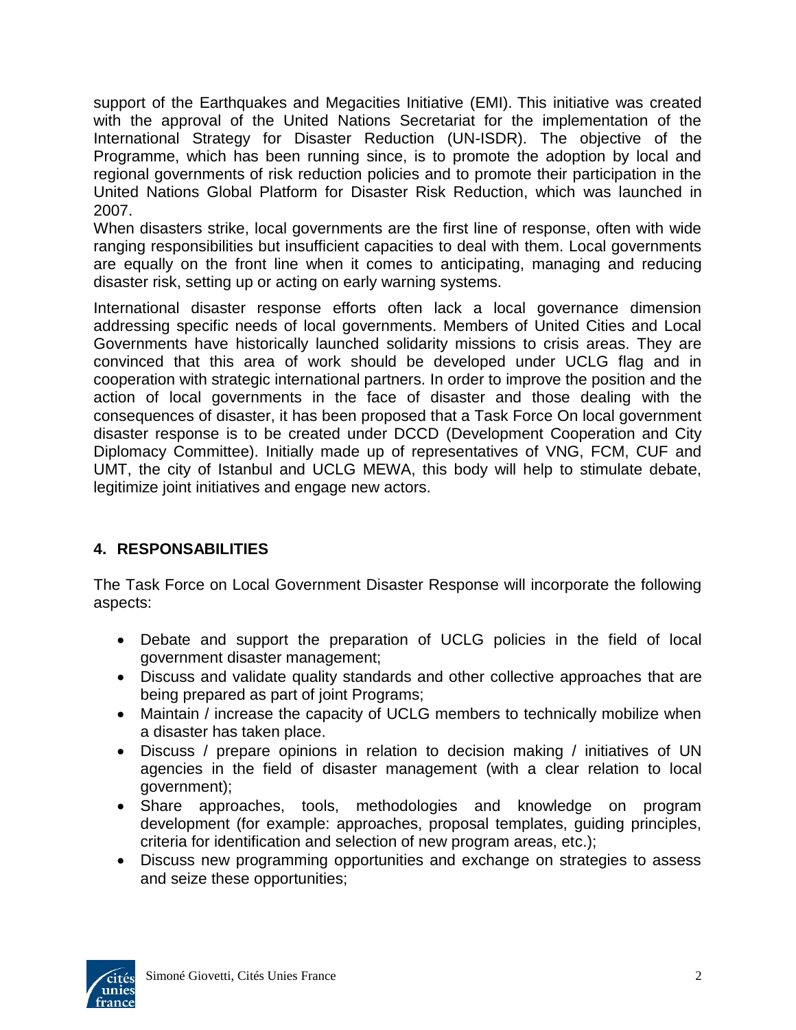support of the Earthquakes and Megacities Initiative (EMI). This initiative was created with the approval of the United Nations Secretariat for the implementation of the International Strategy for Disaster Reduction (UN-ISDR). The objective of the Programme, which has been running since, is to promote the adoption by local and regional governments of risk reduction policies and to promote their participation in the United Nations Global Platform for Disaster Risk Reduction, which was launched in 2007.
When disasters strike, local governments are the first line of response, often with wide ranging responsibilities but insufficient capacities to deal with them. Local governments are equally on the front line when it comes to anticipating, managing and reducing disaster risk, setting up or acting on early warning systems.

International disaster response efforts often lack a local governance dimension addressing specific needs of local governments. Members of United Cities and Local Governments have historically launched solidarity missions to crisis areas. They are convinced that this area of work should be developed under UCLG flag and in cooperation with strategic international partners. In order to improve the position and the action of local governments in the face of disaster and those dealing with the consequences of disaster, it has been proposed that a Task Force On local government disaster response is to be created under DCCD (Development Cooperation and City Diplomacy Committee). Initially made up of representatives of VNG, FCM, CUF and UMT, the city of Istanbul and UCLG MEWA, this body will help to stimulate debate, legitimize joint initiatives and engage new actors.

## 4. RESPONSABILITIES

The Task Force on Local Government Disaster Response will incorporate the following aspects:

- Debate and support the preparation of UCLG policies in the field of local government disaster management;
- Discuss and validate quality standards and other collective approaches that are being prepared as part of joint Programs;
- Maintain / increase the capacity of UCLG members to technically mobilize when a disaster has taken place.
- Discuss / prepare opinions in relation to decision making / initiatives of UN agencies in the field of disaster management (with a clear relation to local government);
- Share approaches, tools, methodologies and knowledge on program development (for example: approaches, proposal templates, guiding principles, criteria for identification and selection of new program areas, etc.);
- Discuss new programming opportunities and exchange on strategies to assess and seize these opportunities;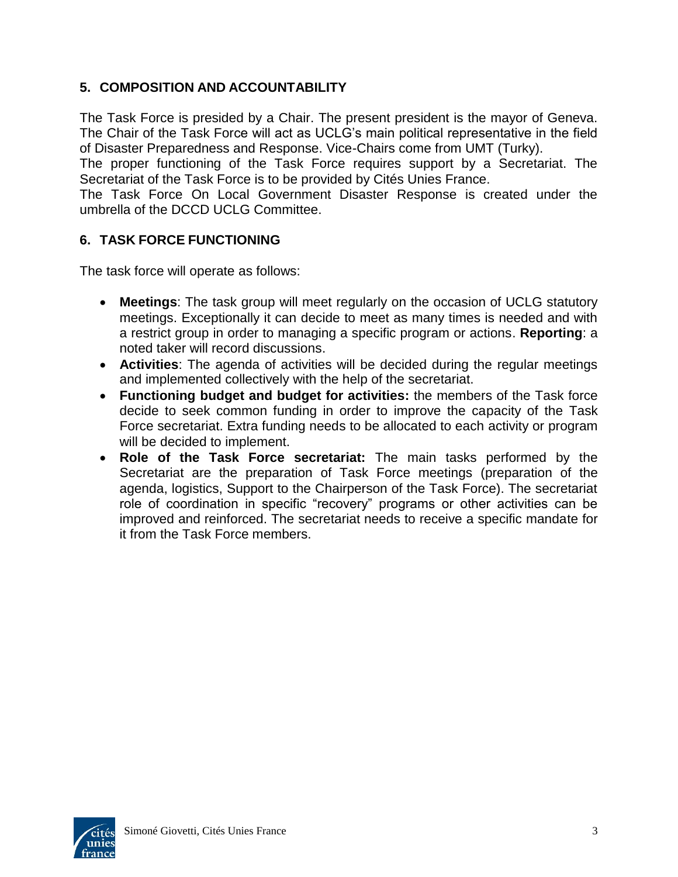## 5. COMPOSITION AND ACCOUNTABILITY

The Task Force is presided by a Chair. The present president is the mayor of Geneva. The Chair of the Task Force will act as UCLG's main political representative in the field of Disaster Preparedness and Response. Vice-Chairs come from UMT (Turky).

The proper functioning of the Task Force requires support by a Secretariat. The Secretariat of the Task Force is to be provided by Cités Unies France.

The Task Force On Local Government Disaster Response is created under the umbrella of the DCCD UCLG Committee.

## 6. TASK FORCE FUNCTIONING

The task force will operate as follows:

- **Meetings**: The task group will meet regularly on the occasion of UCLG statutory meetings. Exceptionally it can decide to meet as many times is needed and with a restrict group in order to managing a specific program or actions. **Reporting**: a noted taker will record discussions.
- **Activities**: The agenda of activities will be decided during the regular meetings and implemented collectively with the help of the secretariat.
- **Functioning budget and budget for activities:** the members of the Task force decide to seek common funding in order to improve the capacity of the Task Force secretariat. Extra funding needs to be allocated to each activity or program will be decided to implement.
- **Role of the Task Force secretariat:** The main tasks performed by the Secretariat are the preparation of Task Force meetings (preparation of the agenda, logistics, Support to the Chairperson of the Task Force). The secretariat role of coordination in specific "recovery" programs or other activities can be improved and reinforced. The secretariat needs to receive a specific mandate for it from the Task Force members.